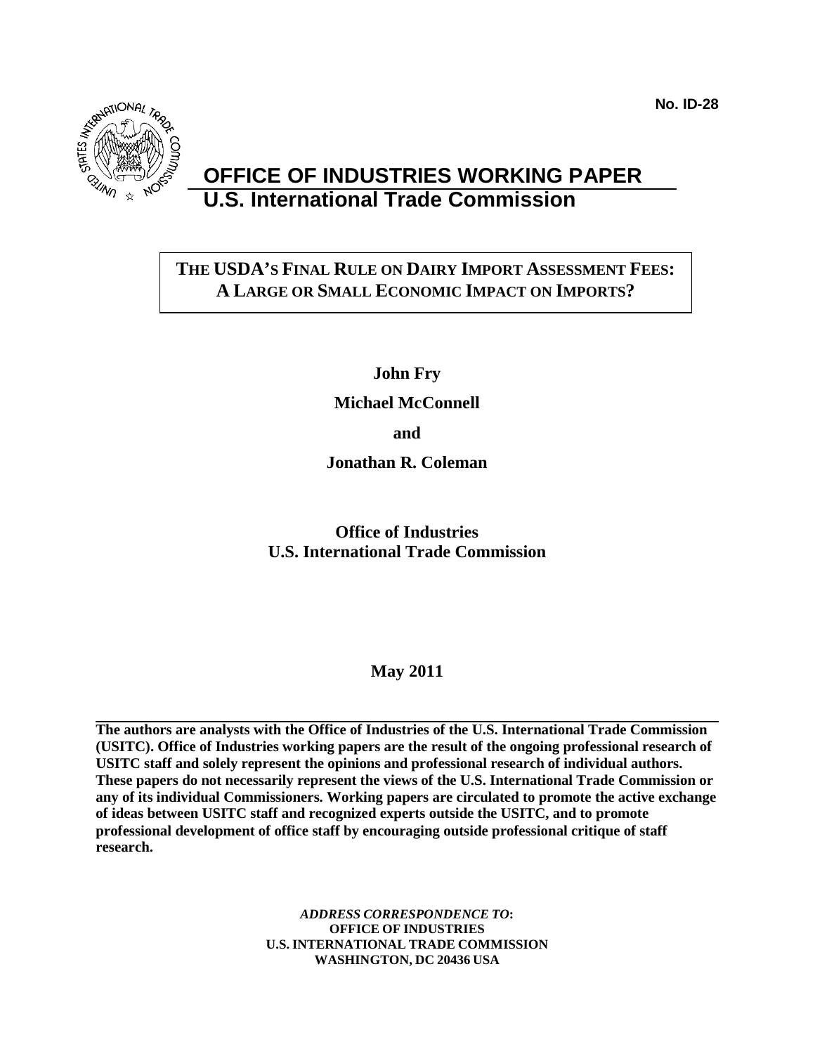No. ID-28

# OFFICE OF INDUSTRIES WORKING PAPER
## U.S. International Trade Commission

**THE USDA'S FINAL RULE ON DAIRY IMPORT ASSESSMENT FEES: A LARGE OR SMALL ECONOMIC IMPACT ON IMPORTS?**

**John Fry**

**Michael McConnell**

**and**

**Jonathan R. Coleman**

**Office of Industries**
**U.S. International Trade Commission**

**May 2011**

**The authors are analysts with the Office of Industries of the U.S. International Trade Commission (USITC). Office of Industries working papers are the result of the ongoing professional research of USITC staff and solely represent the opinions and professional research of individual authors. These papers do not necessarily represent the views of the U.S. International Trade Commission or any of its individual Commissioners. Working papers are circulated to promote the active exchange of ideas between USITC staff and recognized experts outside the USITC, and to promote professional development of office staff by encouraging outside professional critique of staff research.**

***ADDRESS CORRESPONDENCE TO*:**
**OFFICE OF INDUSTRIES**
**U.S. INTERNATIONAL TRADE COMMISSION**
**WASHINGTON, DC 20436 USA**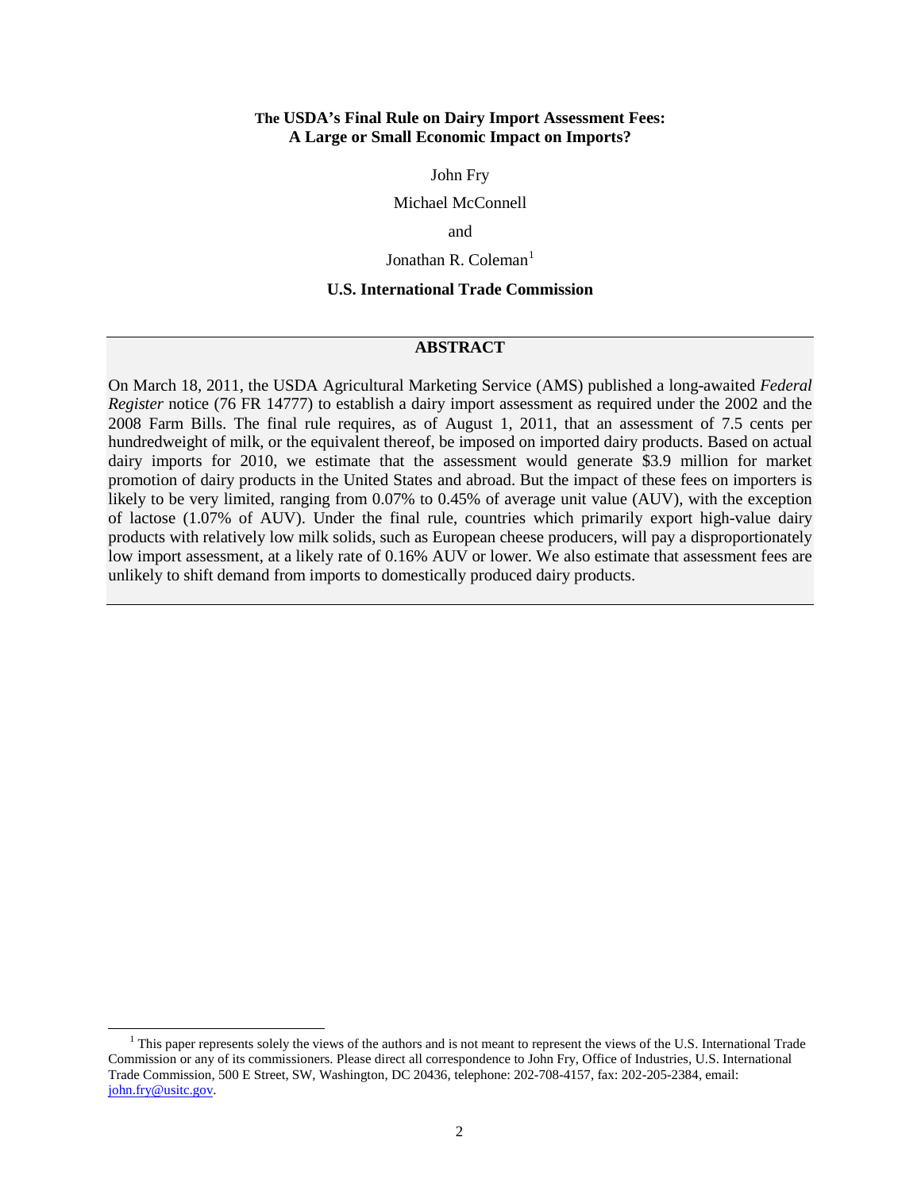# The USDA's Final Rule on Dairy Import Assessment Fees: A Large or Small Economic Impact on Imports?

John Fry

Michael McConnell

and

Jonathan R. Coleman[1]

**U.S. International Trade Commission**

## ABSTRACT

On March 18, 2011, the USDA Agricultural Marketing Service (AMS) published a long-awaited *Federal Register* notice (76 FR 14777) to establish a dairy import assessment as required under the 2002 and the 2008 Farm Bills. The final rule requires, as of August 1, 2011, that an assessment of 7.5 cents per hundredweight of milk, or the equivalent thereof, be imposed on imported dairy products. Based on actual dairy imports for 2010, we estimate that the assessment would generate $3.9 million for market promotion of dairy products in the United States and abroad. But the impact of these fees on importers is likely to be very limited, ranging from 0.07% to 0.45% of average unit value (AUV), with the exception of lactose (1.07% of AUV). Under the final rule, countries which primarily export high-value dairy products with relatively low milk solids, such as European cheese producers, will pay a disproportionately low import assessment, at a likely rate of 0.16% AUV or lower. We also estimate that assessment fees are unlikely to shift demand from imports to domestically produced dairy products.

[1] This paper represents solely the views of the authors and is not meant to represent the views of the U.S. International Trade Commission or any of its commissioners. Please direct all correspondence to John Fry, Office of Industries, U.S. International Trade Commission, 500 E Street, SW, Washington, DC 20436, telephone: 202-708-4157, fax: 202-205-2384, email: john.fry@usitc.gov.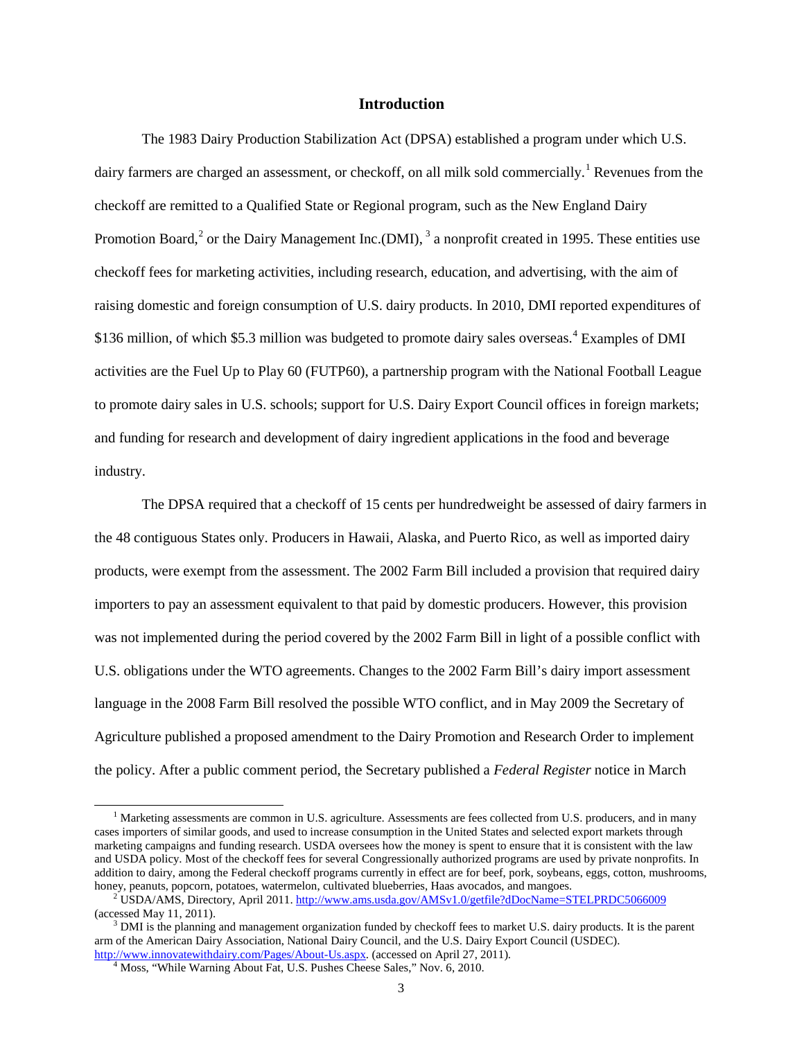## Introduction

The 1983 Dairy Production Stabilization Act (DPSA) established a program under which U.S. dairy farmers are charged an assessment, or checkoff, on all milk sold commercially.[1] Revenues from the checkoff are remitted to a Qualified State or Regional program, such as the New England Dairy Promotion Board,[2] or the Dairy Management Inc.(DMI), [3] a nonprofit created in 1995. These entities use checkoff fees for marketing activities, including research, education, and advertising, with the aim of raising domestic and foreign consumption of U.S. dairy products. In 2010, DMI reported expenditures of $136 million, of which $5.3 million was budgeted to promote dairy sales overseas.[4] Examples of DMI activities are the Fuel Up to Play 60 (FUTP60), a partnership program with the National Football League to promote dairy sales in U.S. schools; support for U.S. Dairy Export Council offices in foreign markets; and funding for research and development of dairy ingredient applications in the food and beverage industry.

The DPSA required that a checkoff of 15 cents per hundredweight be assessed of dairy farmers in the 48 contiguous States only. Producers in Hawaii, Alaska, and Puerto Rico, as well as imported dairy products, were exempt from the assessment. The 2002 Farm Bill included a provision that required dairy importers to pay an assessment equivalent to that paid by domestic producers. However, this provision was not implemented during the period covered by the 2002 Farm Bill in light of a possible conflict with U.S. obligations under the WTO agreements. Changes to the 2002 Farm Bill's dairy import assessment language in the 2008 Farm Bill resolved the possible WTO conflict, and in May 2009 the Secretary of Agriculture published a proposed amendment to the Dairy Promotion and Research Order to implement the policy. After a public comment period, the Secretary published a *Federal Register* notice in March

---

[1] Marketing assessments are common in U.S. agriculture. Assessments are fees collected from U.S. producers, and in many cases importers of similar goods, and used to increase consumption in the United States and selected export markets through marketing campaigns and funding research. USDA oversees how the money is spent to ensure that it is consistent with the law and USDA policy. Most of the checkoff fees for several Congressionally authorized programs are used by private nonprofits. In addition to dairy, among the Federal checkoff programs currently in effect are for beef, pork, soybeans, eggs, cotton, mushrooms, honey, peanuts, popcorn, potatoes, watermelon, cultivated blueberries, Haas avocados, and mangoes.

[2] USDA/AMS, Directory, April 2011. http://www.ams.usda.gov/AMSv1.0/getfile?dDocName=STELPRDC5066009 (accessed May 11, 2011).

[3] DMI is the planning and management organization funded by checkoff fees to market U.S. dairy products. It is the parent arm of the American Dairy Association, National Dairy Council, and the U.S. Dairy Export Council (USDEC). http://www.innovatewithdairy.com/Pages/About-Us.aspx. (accessed on April 27, 2011).

[4] Moss, "While Warning About Fat, U.S. Pushes Cheese Sales," Nov. 6, 2010.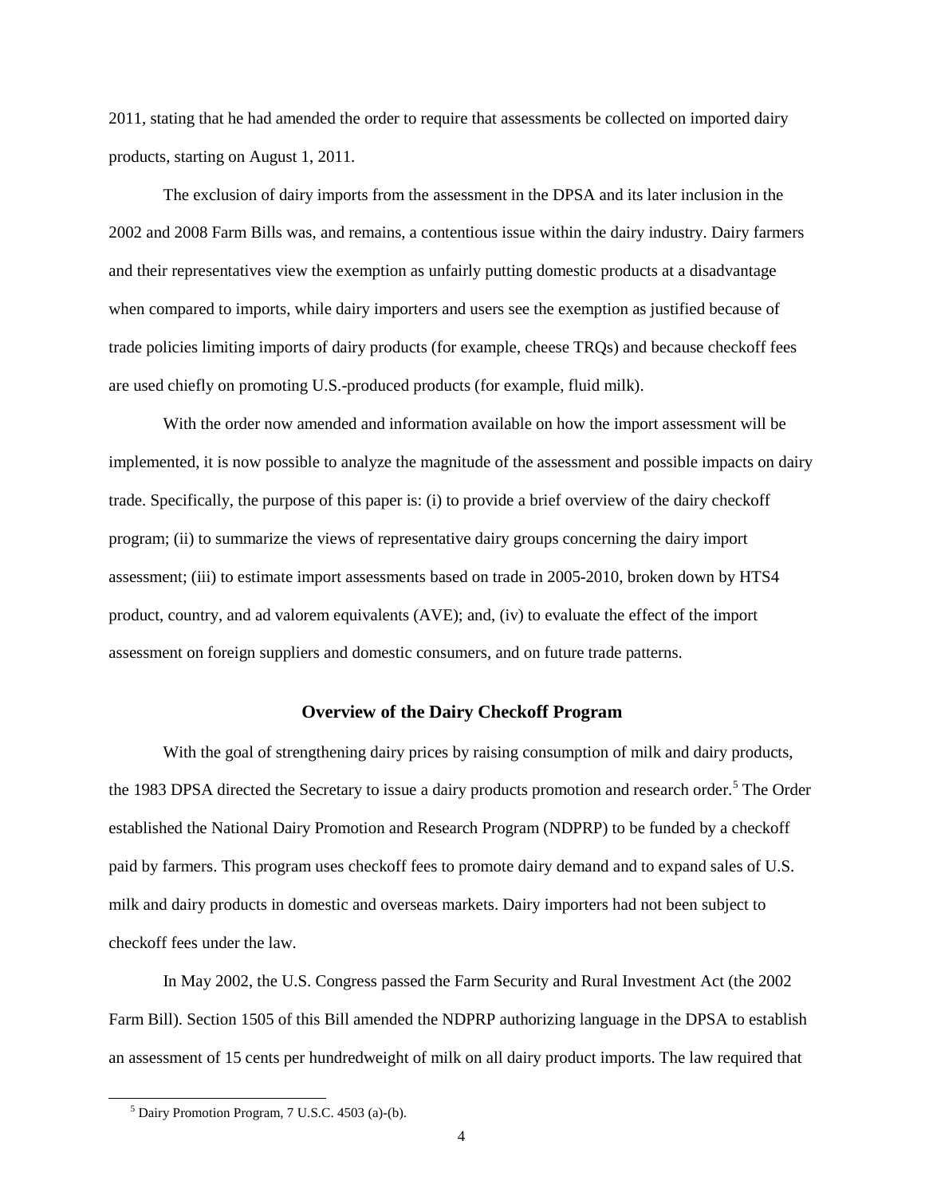2011, stating that he had amended the order to require that assessments be collected on imported dairy products, starting on August 1, 2011.

The exclusion of dairy imports from the assessment in the DPSA and its later inclusion in the 2002 and 2008 Farm Bills was, and remains, a contentious issue within the dairy industry. Dairy farmers and their representatives view the exemption as unfairly putting domestic products at a disadvantage when compared to imports, while dairy importers and users see the exemption as justified because of trade policies limiting imports of dairy products (for example, cheese TRQs) and because checkoff fees are used chiefly on promoting U.S.-produced products (for example, fluid milk).

With the order now amended and information available on how the import assessment will be implemented, it is now possible to analyze the magnitude of the assessment and possible impacts on dairy trade. Specifically, the purpose of this paper is: (i) to provide a brief overview of the dairy checkoff program; (ii) to summarize the views of representative dairy groups concerning the dairy import assessment; (iii) to estimate import assessments based on trade in 2005-2010, broken down by HTS4 product, country, and ad valorem equivalents (AVE); and, (iv) to evaluate the effect of the import assessment on foreign suppliers and domestic consumers, and on future trade patterns.

## Overview of the Dairy Checkoff Program

With the goal of strengthening dairy prices by raising consumption of milk and dairy products, the 1983 DPSA directed the Secretary to issue a dairy products promotion and research order.[5] The Order established the National Dairy Promotion and Research Program (NDPRP) to be funded by a checkoff paid by farmers. This program uses checkoff fees to promote dairy demand and to expand sales of U.S. milk and dairy products in domestic and overseas markets. Dairy importers had not been subject to checkoff fees under the law.

In May 2002, the U.S. Congress passed the Farm Security and Rural Investment Act (the 2002 Farm Bill). Section 1505 of this Bill amended the NDPRP authorizing language in the DPSA to establish an assessment of 15 cents per hundredweight of milk on all dairy product imports. The law required that

[5] Dairy Promotion Program, 7 U.S.C. 4503 (a)-(b).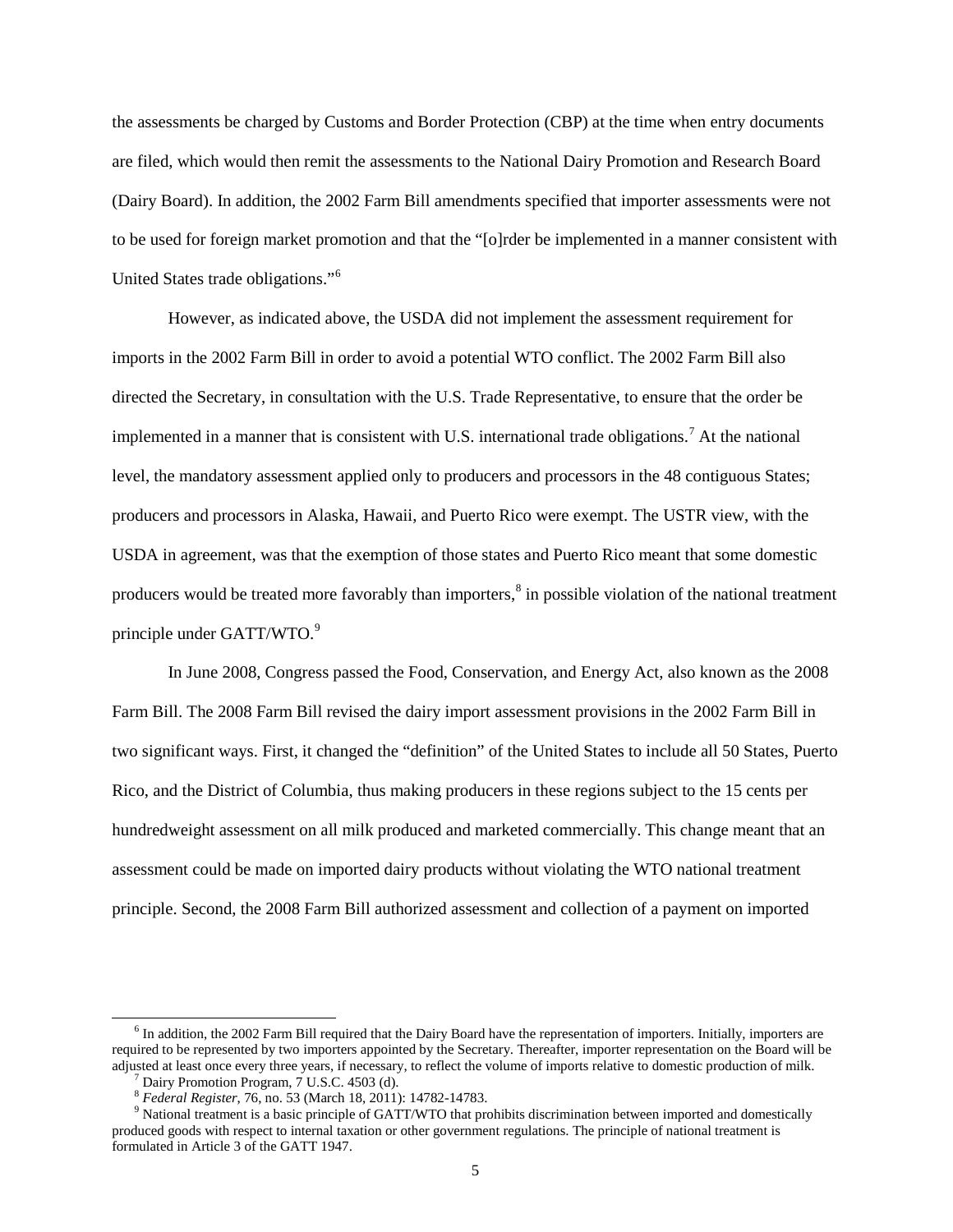the assessments be charged by Customs and Border Protection (CBP) at the time when entry documents are filed, which would then remit the assessments to the National Dairy Promotion and Research Board (Dairy Board). In addition, the 2002 Farm Bill amendments specified that importer assessments were not to be used for foreign market promotion and that the "[o]rder be implemented in a manner consistent with United States trade obligations."[6]

However, as indicated above, the USDA did not implement the assessment requirement for imports in the 2002 Farm Bill in order to avoid a potential WTO conflict. The 2002 Farm Bill also directed the Secretary, in consultation with the U.S. Trade Representative, to ensure that the order be implemented in a manner that is consistent with U.S. international trade obligations.[7] At the national level, the mandatory assessment applied only to producers and processors in the 48 contiguous States; producers and processors in Alaska, Hawaii, and Puerto Rico were exempt. The USTR view, with the USDA in agreement, was that the exemption of those states and Puerto Rico meant that some domestic producers would be treated more favorably than importers,[8] in possible violation of the national treatment principle under GATT/WTO.[9]

In June 2008, Congress passed the Food, Conservation, and Energy Act, also known as the 2008 Farm Bill. The 2008 Farm Bill revised the dairy import assessment provisions in the 2002 Farm Bill in two significant ways. First, it changed the "definition" of the United States to include all 50 States, Puerto Rico, and the District of Columbia, thus making producers in these regions subject to the 15 cents per hundredweight assessment on all milk produced and marketed commercially. This change meant that an assessment could be made on imported dairy products without violating the WTO national treatment principle. Second, the 2008 Farm Bill authorized assessment and collection of a payment on imported

---

[6] In addition, the 2002 Farm Bill required that the Dairy Board have the representation of importers. Initially, importers are required to be represented by two importers appointed by the Secretary. Thereafter, importer representation on the Board will be adjusted at least once every three years, if necessary, to reflect the volume of imports relative to domestic production of milk.

[7] Dairy Promotion Program, 7 U.S.C. 4503 (d).

[8] *Federal Register*, 76, no. 53 (March 18, 2011): 14782-14783.

[9] National treatment is a basic principle of GATT/WTO that prohibits discrimination between imported and domestically produced goods with respect to internal taxation or other government regulations. The principle of national treatment is formulated in Article 3 of the GATT 1947.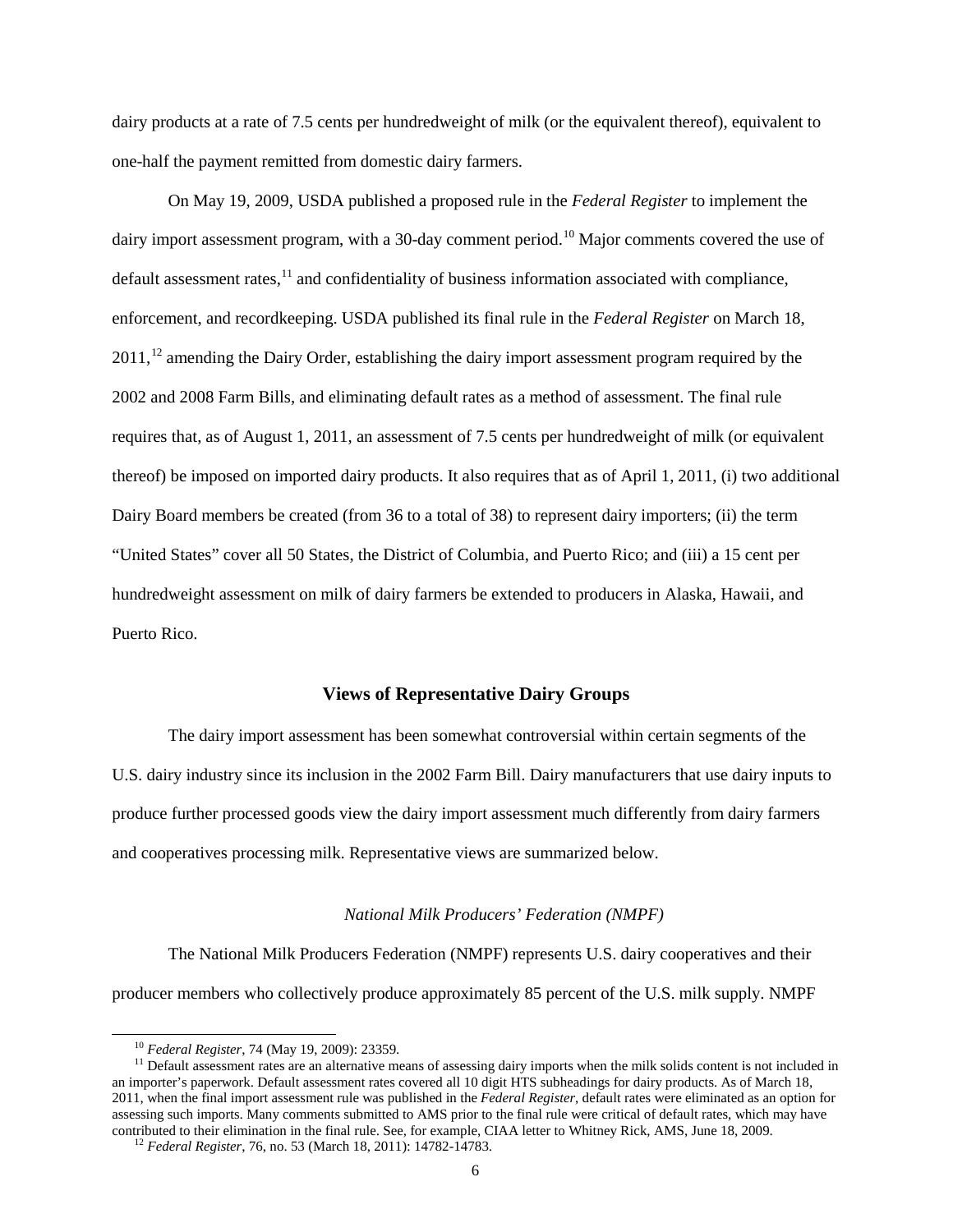dairy products at a rate of 7.5 cents per hundredweight of milk (or the equivalent thereof), equivalent to one-half the payment remitted from domestic dairy farmers.

On May 19, 2009, USDA published a proposed rule in the *Federal Register* to implement the dairy import assessment program, with a 30-day comment period.[10] Major comments covered the use of default assessment rates,[11] and confidentiality of business information associated with compliance, enforcement, and recordkeeping. USDA published its final rule in the *Federal Register* on March 18, 2011,[12] amending the Dairy Order, establishing the dairy import assessment program required by the 2002 and 2008 Farm Bills, and eliminating default rates as a method of assessment. The final rule requires that, as of August 1, 2011, an assessment of 7.5 cents per hundredweight of milk (or equivalent thereof) be imposed on imported dairy products. It also requires that as of April 1, 2011, (i) two additional Dairy Board members be created (from 36 to a total of 38) to represent dairy importers; (ii) the term "United States" cover all 50 States, the District of Columbia, and Puerto Rico; and (iii) a 15 cent per hundredweight assessment on milk of dairy farmers be extended to producers in Alaska, Hawaii, and Puerto Rico.

## Views of Representative Dairy Groups

The dairy import assessment has been somewhat controversial within certain segments of the U.S. dairy industry since its inclusion in the 2002 Farm Bill. Dairy manufacturers that use dairy inputs to produce further processed goods view the dairy import assessment much differently from dairy farmers and cooperatives processing milk. Representative views are summarized below.

### *National Milk Producers' Federation (NMPF)*

The National Milk Producers Federation (NMPF) represents U.S. dairy cooperatives and their producer members who collectively produce approximately 85 percent of the U.S. milk supply. NMPF

---

[10] *Federal Register*, 74 (May 19, 2009): 23359.

[11] Default assessment rates are an alternative means of assessing dairy imports when the milk solids content is not included in an importer's paperwork. Default assessment rates covered all 10 digit HTS subheadings for dairy products. As of March 18, 2011, when the final import assessment rule was published in the *Federal Register*, default rates were eliminated as an option for assessing such imports. Many comments submitted to AMS prior to the final rule were critical of default rates, which may have contributed to their elimination in the final rule. See, for example, CIAA letter to Whitney Rick, AMS, June 18, 2009.

[12] *Federal Register*, 76, no. 53 (March 18, 2011): 14782-14783.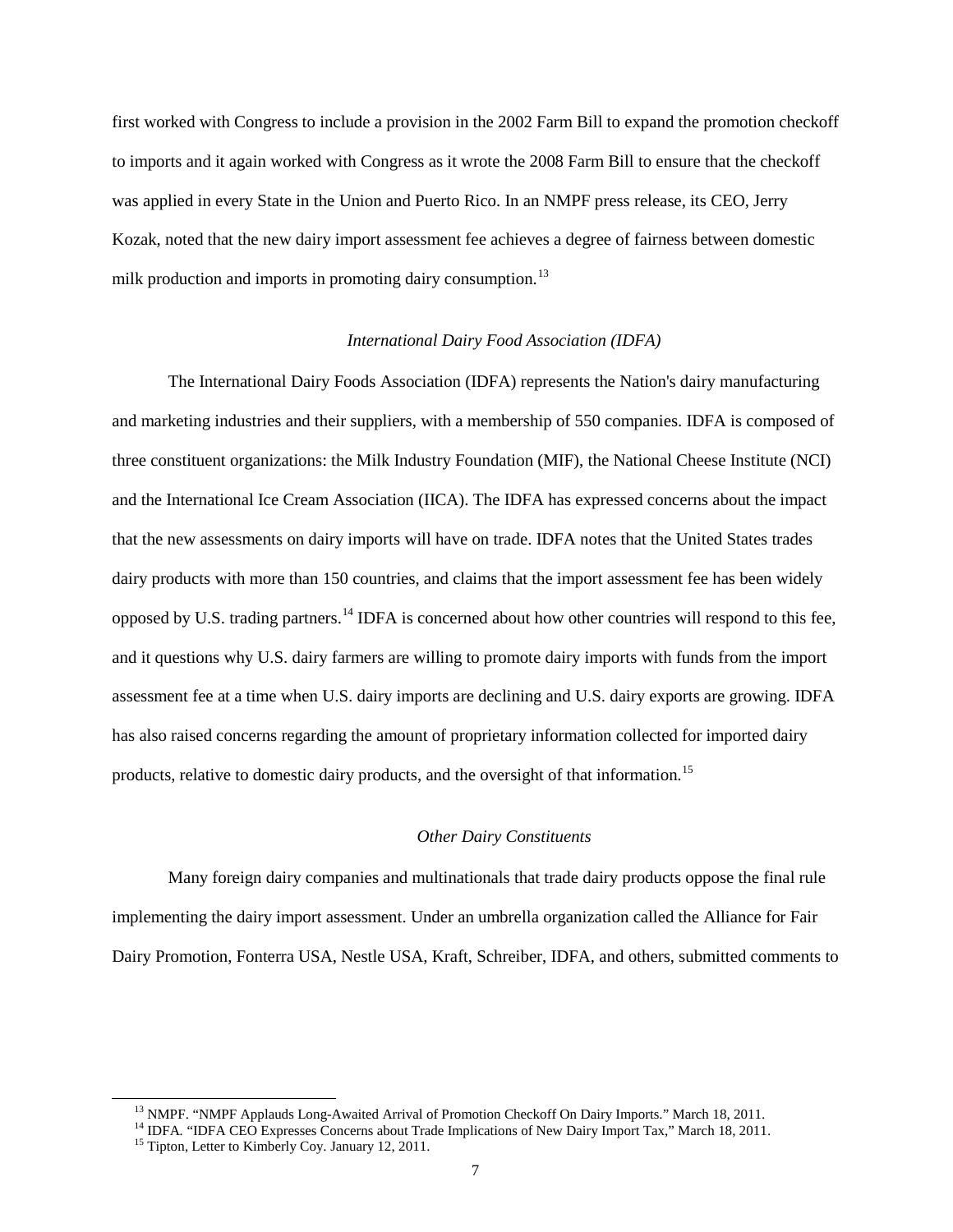first worked with Congress to include a provision in the 2002 Farm Bill to expand the promotion checkoff to imports and it again worked with Congress as it wrote the 2008 Farm Bill to ensure that the checkoff was applied in every State in the Union and Puerto Rico. In an NMPF press release, its CEO, Jerry Kozak, noted that the new dairy import assessment fee achieves a degree of fairness between domestic milk production and imports in promoting dairy consumption.[13]

*International Dairy Food Association (IDFA)*

The International Dairy Foods Association (IDFA) represents the Nation's dairy manufacturing and marketing industries and their suppliers, with a membership of 550 companies. IDFA is composed of three constituent organizations: the Milk Industry Foundation (MIF), the National Cheese Institute (NCI) and the International Ice Cream Association (IICA). The IDFA has expressed concerns about the impact that the new assessments on dairy imports will have on trade. IDFA notes that the United States trades dairy products with more than 150 countries, and claims that the import assessment fee has been widely opposed by U.S. trading partners.[14] IDFA is concerned about how other countries will respond to this fee, and it questions why U.S. dairy farmers are willing to promote dairy imports with funds from the import assessment fee at a time when U.S. dairy imports are declining and U.S. dairy exports are growing. IDFA has also raised concerns regarding the amount of proprietary information collected for imported dairy products, relative to domestic dairy products, and the oversight of that information.[15]

*Other Dairy Constituents*

Many foreign dairy companies and multinationals that trade dairy products oppose the final rule implementing the dairy import assessment. Under an umbrella organization called the Alliance for Fair Dairy Promotion, Fonterra USA, Nestle USA, Kraft, Schreiber, IDFA, and others, submitted comments to

---

[13] NMPF. "NMPF Applauds Long-Awaited Arrival of Promotion Checkoff On Dairy Imports." March 18, 2011.

[14] IDFA. "IDFA CEO Expresses Concerns about Trade Implications of New Dairy Import Tax," March 18, 2011.

[15] Tipton, Letter to Kimberly Coy. January 12, 2011.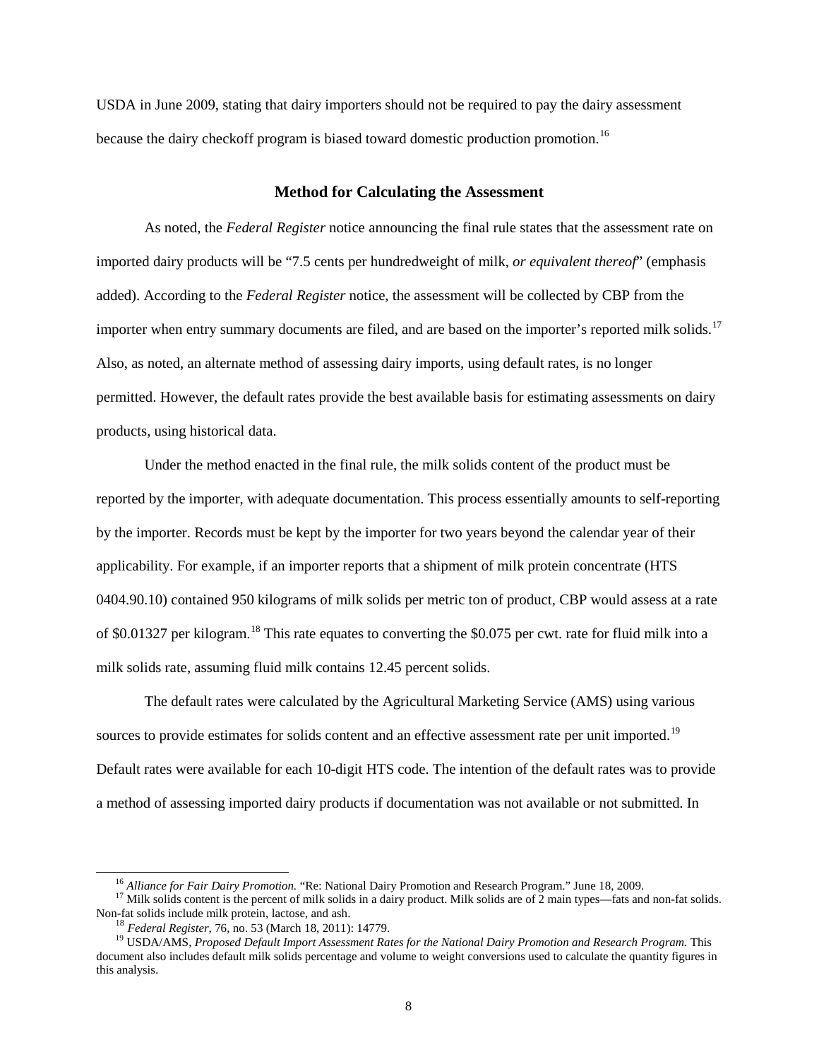USDA in June 2009, stating that dairy importers should not be required to pay the dairy assessment because the dairy checkoff program is biased toward domestic production promotion.[16]

### Method for Calculating the Assessment

As noted, the *Federal Register* notice announcing the final rule states that the assessment rate on imported dairy products will be "7.5 cents per hundredweight of milk, *or equivalent thereof*" (emphasis added). According to the *Federal Register* notice, the assessment will be collected by CBP from the importer when entry summary documents are filed, and are based on the importer's reported milk solids.[17] Also, as noted, an alternate method of assessing dairy imports, using default rates, is no longer permitted. However, the default rates provide the best available basis for estimating assessments on dairy products, using historical data.

Under the method enacted in the final rule, the milk solids content of the product must be reported by the importer, with adequate documentation. This process essentially amounts to self-reporting by the importer. Records must be kept by the importer for two years beyond the calendar year of their applicability. For example, if an importer reports that a shipment of milk protein concentrate (HTS 0404.90.10) contained 950 kilograms of milk solids per metric ton of product, CBP would assess at a rate of \$0.01327 per kilogram.[18] This rate equates to converting the \$0.075 per cwt. rate for fluid milk into a milk solids rate, assuming fluid milk contains 12.45 percent solids.

The default rates were calculated by the Agricultural Marketing Service (AMS) using various sources to provide estimates for solids content and an effective assessment rate per unit imported.[19] Default rates were available for each 10-digit HTS code. The intention of the default rates was to provide a method of assessing imported dairy products if documentation was not available or not submitted. In

---

[16] *Alliance for Fair Dairy Promotion.* "Re: National Dairy Promotion and Research Program." June 18, 2009.

[17] Milk solids content is the percent of milk solids in a dairy product. Milk solids are of 2 main types—fats and non-fat solids. Non-fat solids include milk protein, lactose, and ash.

[18] *Federal Register*, 76, no. 53 (March 18, 2011): 14779.

[19] USDA/AMS, *Proposed Default Import Assessment Rates for the National Dairy Promotion and Research Program.* This document also includes default milk solids percentage and volume to weight conversions used to calculate the quantity figures in this analysis.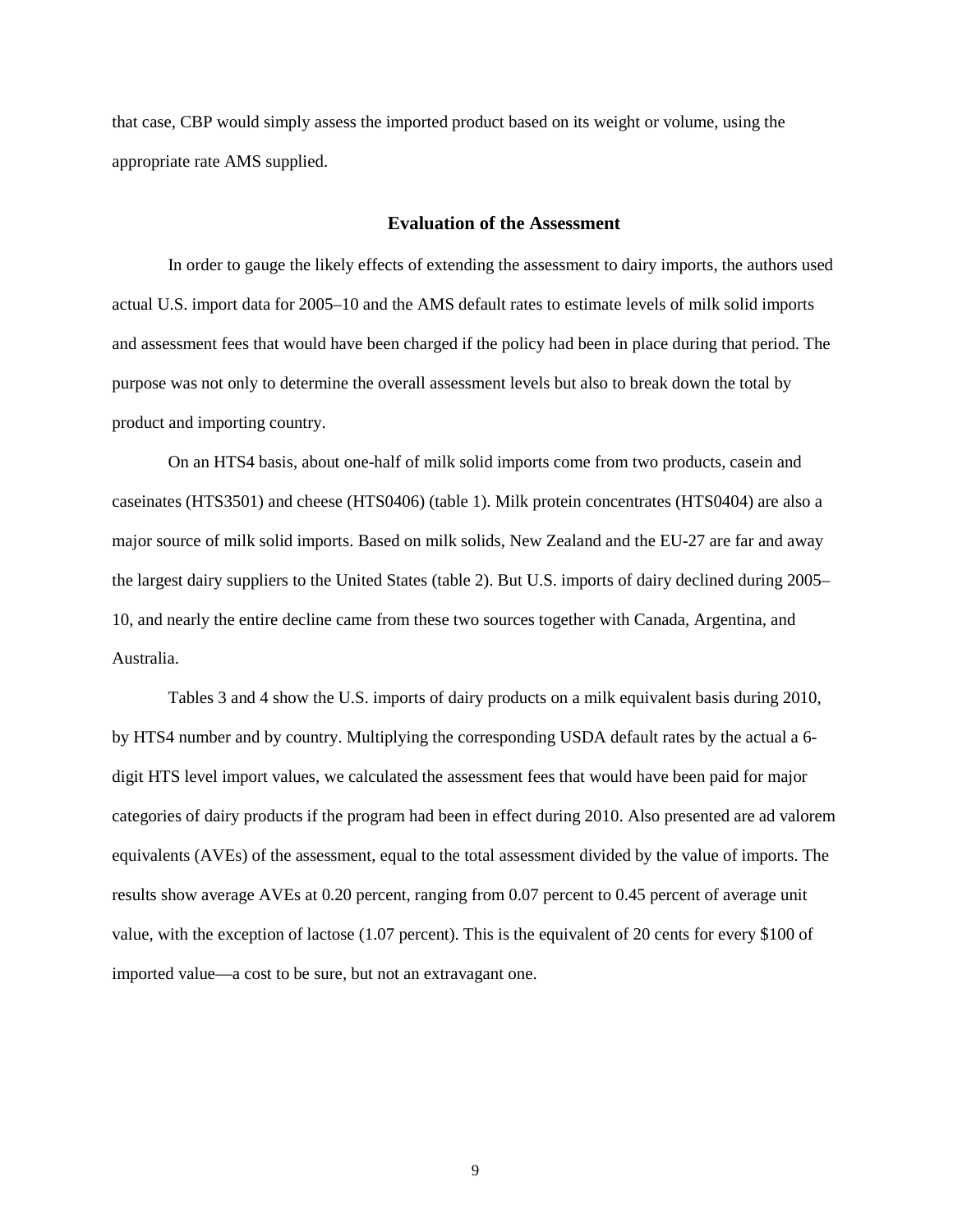that case, CBP would simply assess the imported product based on its weight or volume, using the appropriate rate AMS supplied.

### Evaluation of the Assessment

In order to gauge the likely effects of extending the assessment to dairy imports, the authors used actual U.S. import data for 2005–10 and the AMS default rates to estimate levels of milk solid imports and assessment fees that would have been charged if the policy had been in place during that period. The purpose was not only to determine the overall assessment levels but also to break down the total by product and importing country.

On an HTS4 basis, about one-half of milk solid imports come from two products, casein and caseinates (HTS3501) and cheese (HTS0406) (table 1). Milk protein concentrates (HTS0404) are also a major source of milk solid imports. Based on milk solids, New Zealand and the EU-27 are far and away the largest dairy suppliers to the United States (table 2). But U.S. imports of dairy declined during 2005–10, and nearly the entire decline came from these two sources together with Canada, Argentina, and Australia.

Tables 3 and 4 show the U.S. imports of dairy products on a milk equivalent basis during 2010, by HTS4 number and by country. Multiplying the corresponding USDA default rates by the actual a 6-digit HTS level import values, we calculated the assessment fees that would have been paid for major categories of dairy products if the program had been in effect during 2010. Also presented are ad valorem equivalents (AVEs) of the assessment, equal to the total assessment divided by the value of imports. The results show average AVEs at 0.20 percent, ranging from 0.07 percent to 0.45 percent of average unit value, with the exception of lactose (1.07 percent). This is the equivalent of 20 cents for every \$100 of imported value—a cost to be sure, but not an extravagant one.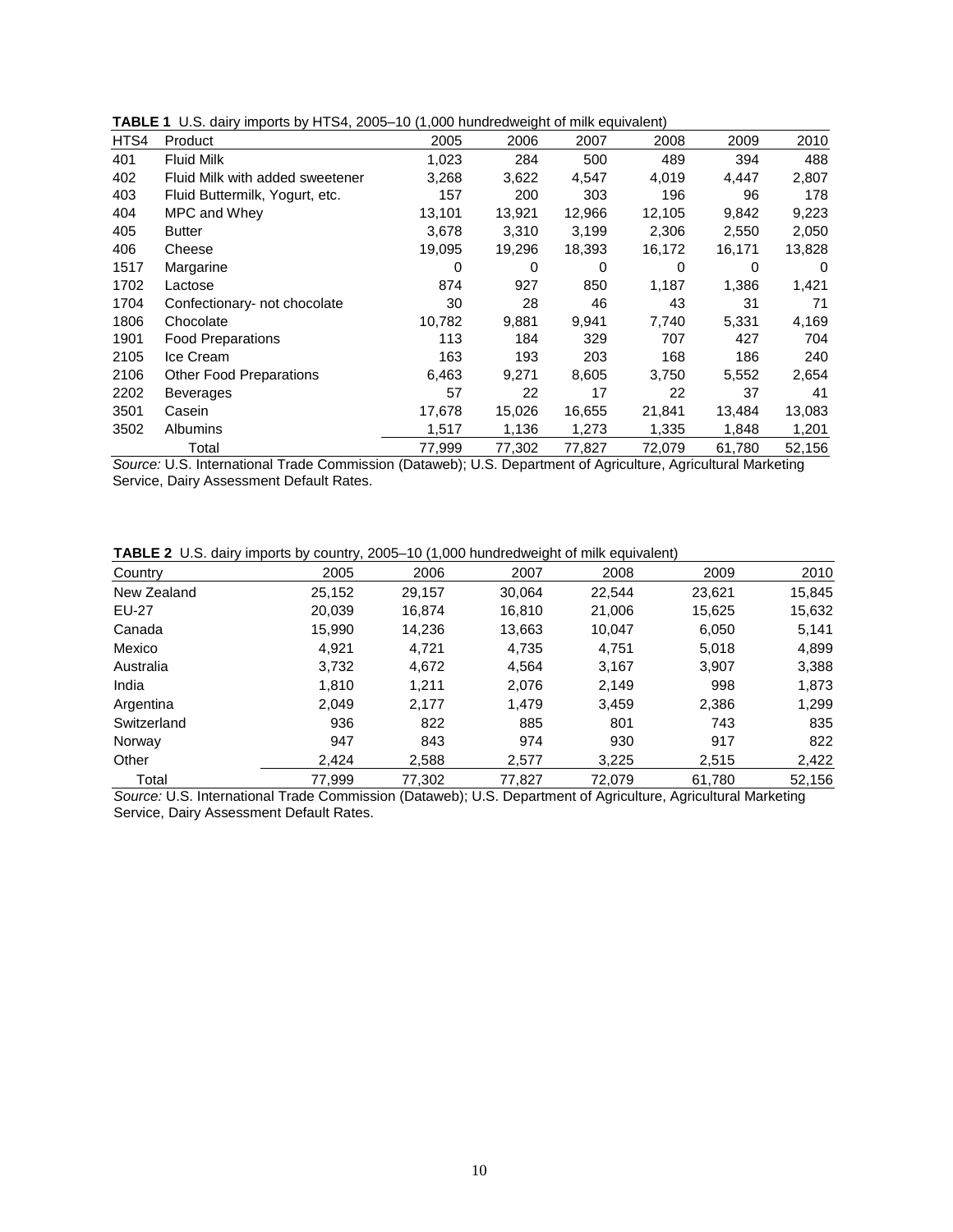**TABLE 1** U.S. dairy imports by HTS4, 2005–10 (1,000 hundredweight of milk equivalent)

| HTS4 | Product | 2005 | 2006 | 2007 | 2008 | 2009 | 2010 |
|---|---|---|---|---|---|---|---|
| 401 | Fluid Milk | 1,023 | 284 | 500 | 489 | 394 | 488 |
| 402 | Fluid Milk with added sweetener | 3,268 | 3,622 | 4,547 | 4,019 | 4,447 | 2,807 |
| 403 | Fluid Buttermilk, Yogurt, etc. | 157 | 200 | 303 | 196 | 96 | 178 |
| 404 | MPC and Whey | 13,101 | 13,921 | 12,966 | 12,105 | 9,842 | 9,223 |
| 405 | Butter | 3,678 | 3,310 | 3,199 | 2,306 | 2,550 | 2,050 |
| 406 | Cheese | 19,095 | 19,296 | 18,393 | 16,172 | 16,171 | 13,828 |
| 1517 | Margarine | 0 | 0 | 0 | 0 | 0 | 0 |
| 1702 | Lactose | 874 | 927 | 850 | 1,187 | 1,386 | 1,421 |
| 1704 | Confectionary- not chocolate | 30 | 28 | 46 | 43 | 31 | 71 |
| 1806 | Chocolate | 10,782 | 9,881 | 9,941 | 7,740 | 5,331 | 4,169 |
| 1901 | Food Preparations | 113 | 184 | 329 | 707 | 427 | 704 |
| 2105 | Ice Cream | 163 | 193 | 203 | 168 | 186 | 240 |
| 2106 | Other Food Preparations | 6,463 | 9,271 | 8,605 | 3,750 | 5,552 | 2,654 |
| 2202 | Beverages | 57 | 22 | 17 | 22 | 37 | 41 |
| 3501 | Casein | 17,678 | 15,026 | 16,655 | 21,841 | 13,484 | 13,083 |
| 3502 | Albumins | 1,517 | 1,136 | 1,273 | 1,335 | 1,848 | 1,201 |
| | Total | 77,999 | 77,302 | 77,827 | 72,079 | 61,780 | 52,156 |

*Source:* U.S. International Trade Commission (Dataweb); U.S. Department of Agriculture, Agricultural Marketing Service, Dairy Assessment Default Rates.

**TABLE 2** U.S. dairy imports by country, 2005–10 (1,000 hundredweight of milk equivalent)

| Country | 2005 | 2006 | 2007 | 2008 | 2009 | 2010 |
|---|---|---|---|---|---|---|
| New Zealand | 25,152 | 29,157 | 30,064 | 22,544 | 23,621 | 15,845 |
| EU-27 | 20,039 | 16,874 | 16,810 | 21,006 | 15,625 | 15,632 |
| Canada | 15,990 | 14,236 | 13,663 | 10,047 | 6,050 | 5,141 |
| Mexico | 4,921 | 4,721 | 4,735 | 4,751 | 5,018 | 4,899 |
| Australia | 3,732 | 4,672 | 4,564 | 3,167 | 3,907 | 3,388 |
| India | 1,810 | 1,211 | 2,076 | 2,149 | 998 | 1,873 |
| Argentina | 2,049 | 2,177 | 1,479 | 3,459 | 2,386 | 1,299 |
| Switzerland | 936 | 822 | 885 | 801 | 743 | 835 |
| Norway | 947 | 843 | 974 | 930 | 917 | 822 |
| Other | 2,424 | 2,588 | 2,577 | 3,225 | 2,515 | 2,422 |
| Total | 77,999 | 77,302 | 77,827 | 72,079 | 61,780 | 52,156 |

*Source:* U.S. International Trade Commission (Dataweb); U.S. Department of Agriculture, Agricultural Marketing Service, Dairy Assessment Default Rates.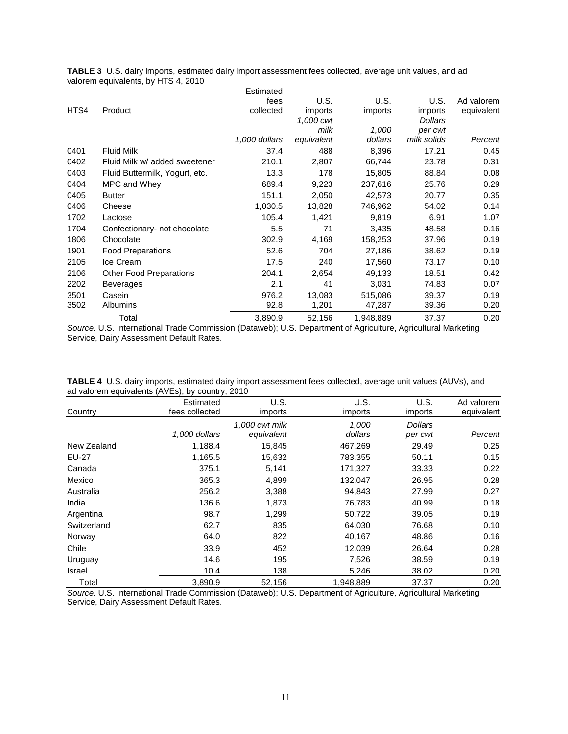**TABLE 3** U.S. dairy imports, estimated dairy import assessment fees collected, average unit values, and ad valorem equivalents, by HTS 4, 2010

| HTS4 | Product | Estimated fees collected | U.S. imports | U.S. imports | U.S. imports | Ad valorem equivalent |
|---|---|---|---|---|---|---|
| | | *1,000 dollars* | *1,000 cwt milk equivalent* | *1,000 dollars* | *Dollars per cwt milk solids* | *Percent* |
| 0401 | Fluid Milk | 37.4 | 488 | 8,396 | 17.21 | 0.45 |
| 0402 | Fluid Milk w/ added sweetener | 210.1 | 2,807 | 66,744 | 23.78 | 0.31 |
| 0403 | Fluid Buttermilk, Yogurt, etc. | 13.3 | 178 | 15,805 | 88.84 | 0.08 |
| 0404 | MPC and Whey | 689.4 | 9,223 | 237,616 | 25.76 | 0.29 |
| 0405 | Butter | 151.1 | 2,050 | 42,573 | 20.77 | 0.35 |
| 0406 | Cheese | 1,030.5 | 13,828 | 746,962 | 54.02 | 0.14 |
| 1702 | Lactose | 105.4 | 1,421 | 9,819 | 6.91 | 1.07 |
| 1704 | Confectionary- not chocolate | 5.5 | 71 | 3,435 | 48.58 | 0.16 |
| 1806 | Chocolate | 302.9 | 4,169 | 158,253 | 37.96 | 0.19 |
| 1901 | Food Preparations | 52.6 | 704 | 27,186 | 38.62 | 0.19 |
| 2105 | Ice Cream | 17.5 | 240 | 17,560 | 73.17 | 0.10 |
| 2106 | Other Food Preparations | 204.1 | 2,654 | 49,133 | 18.51 | 0.42 |
| 2202 | Beverages | 2.1 | 41 | 3,031 | 74.83 | 0.07 |
| 3501 | Casein | 976.2 | 13,083 | 515,086 | 39.37 | 0.19 |
| 3502 | Albumins | 92.8 | 1,201 | 47,287 | 39.36 | 0.20 |
| | Total | 3,890.9 | 52,156 | 1,948,889 | 37.37 | 0.20 |

*Source:* U.S. International Trade Commission (Dataweb); U.S. Department of Agriculture, Agricultural Marketing Service, Dairy Assessment Default Rates.

**TABLE 4** U.S. dairy imports, estimated dairy import assessment fees collected, average unit values (AUVs), and ad valorem equivalents (AVEs), by country, 2010

| Country | Estimated fees collected | U.S. imports | U.S. imports | U.S. imports | Ad valorem equivalent |
|---|---|---|---|---|---|
| | *1,000 dollars* | *1,000 cwt milk equivalent* | *1,000 dollars* | *Dollars per cwt* | *Percent* |
| New Zealand | 1,188.4 | 15,845 | 467,269 | 29.49 | 0.25 |
| EU-27 | 1,165.5 | 15,632 | 783,355 | 50.11 | 0.15 |
| Canada | 375.1 | 5,141 | 171,327 | 33.33 | 0.22 |
| Mexico | 365.3 | 4,899 | 132,047 | 26.95 | 0.28 |
| Australia | 256.2 | 3,388 | 94,843 | 27.99 | 0.27 |
| India | 136.6 | 1,873 | 76,783 | 40.99 | 0.18 |
| Argentina | 98.7 | 1,299 | 50,722 | 39.05 | 0.19 |
| Switzerland | 62.7 | 835 | 64,030 | 76.68 | 0.10 |
| Norway | 64.0 | 822 | 40,167 | 48.86 | 0.16 |
| Chile | 33.9 | 452 | 12,039 | 26.64 | 0.28 |
| Uruguay | 14.6 | 195 | 7,526 | 38.59 | 0.19 |
| Israel | 10.4 | 138 | 5,246 | 38.02 | 0.20 |
| Total | 3,890.9 | 52,156 | 1,948,889 | 37.37 | 0.20 |

*Source:* U.S. International Trade Commission (Dataweb); U.S. Department of Agriculture, Agricultural Marketing Service, Dairy Assessment Default Rates.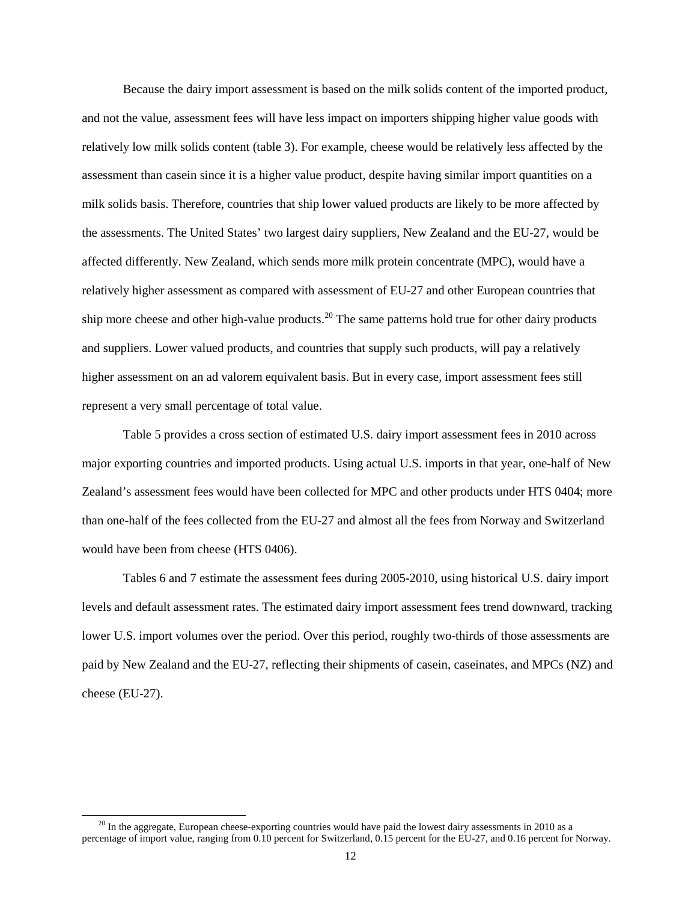Because the dairy import assessment is based on the milk solids content of the imported product, and not the value, assessment fees will have less impact on importers shipping higher value goods with relatively low milk solids content (table 3). For example, cheese would be relatively less affected by the assessment than casein since it is a higher value product, despite having similar import quantities on a milk solids basis. Therefore, countries that ship lower valued products are likely to be more affected by the assessments. The United States' two largest dairy suppliers, New Zealand and the EU-27, would be affected differently. New Zealand, which sends more milk protein concentrate (MPC), would have a relatively higher assessment as compared with assessment of EU-27 and other European countries that ship more cheese and other high-value products.[20] The same patterns hold true for other dairy products and suppliers. Lower valued products, and countries that supply such products, will pay a relatively higher assessment on an ad valorem equivalent basis. But in every case, import assessment fees still represent a very small percentage of total value.

Table 5 provides a cross section of estimated U.S. dairy import assessment fees in 2010 across major exporting countries and imported products. Using actual U.S. imports in that year, one-half of New Zealand's assessment fees would have been collected for MPC and other products under HTS 0404; more than one-half of the fees collected from the EU-27 and almost all the fees from Norway and Switzerland would have been from cheese (HTS 0406).

Tables 6 and 7 estimate the assessment fees during 2005-2010, using historical U.S. dairy import levels and default assessment rates. The estimated dairy import assessment fees trend downward, tracking lower U.S. import volumes over the period. Over this period, roughly two-thirds of those assessments are paid by New Zealand and the EU-27, reflecting their shipments of casein, caseinates, and MPCs (NZ) and cheese (EU-27).

[20] In the aggregate, European cheese-exporting countries would have paid the lowest dairy assessments in 2010 as a percentage of import value, ranging from 0.10 percent for Switzerland, 0.15 percent for the EU-27, and 0.16 percent for Norway.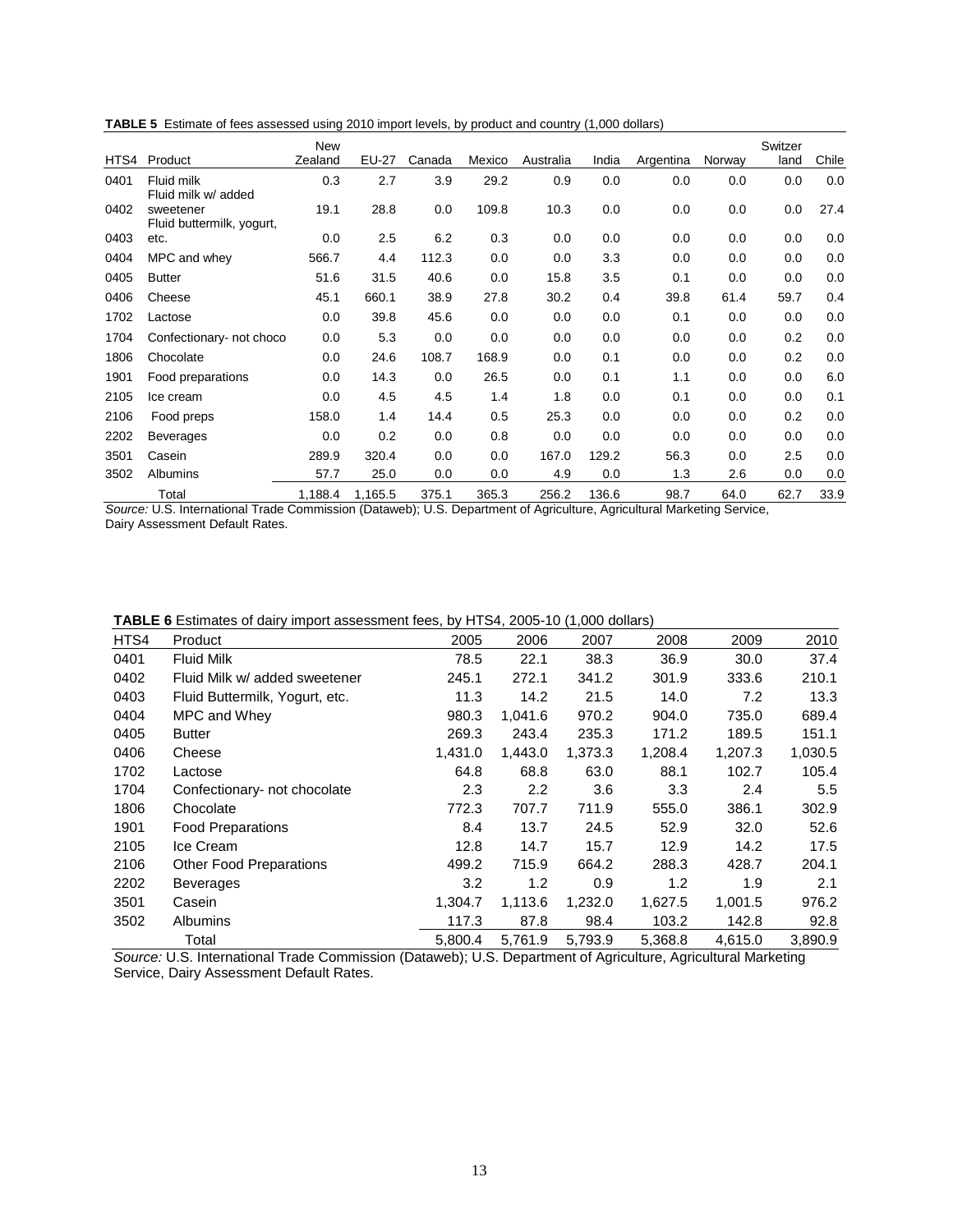**TABLE 5** Estimate of fees assessed using 2010 import levels, by product and country (1,000 dollars)

| HTS4 | Product | New Zealand | EU-27 | Canada | Mexico | Australia | India | Argentina | Norway | Switzerland | Chile |
|---|---|---|---|---|---|---|---|---|---|---|---|
| 0401 | Fluid milk | 0.3 | 2.7 | 3.9 | 29.2 | 0.9 | 0.0 | 0.0 | 0.0 | 0.0 | 0.0 |
| 0402 | Fluid milk w/ added sweetener | 19.1 | 28.8 | 0.0 | 109.8 | 10.3 | 0.0 | 0.0 | 0.0 | 0.0 | 27.4 |
| 0403 | Fluid buttermilk, yogurt, etc. | 0.0 | 2.5 | 6.2 | 0.3 | 0.0 | 0.0 | 0.0 | 0.0 | 0.0 | 0.0 |
| 0404 | MPC and whey | 566.7 | 4.4 | 112.3 | 0.0 | 0.0 | 3.3 | 0.0 | 0.0 | 0.0 | 0.0 |
| 0405 | Butter | 51.6 | 31.5 | 40.6 | 0.0 | 15.8 | 3.5 | 0.1 | 0.0 | 0.0 | 0.0 |
| 0406 | Cheese | 45.1 | 660.1 | 38.9 | 27.8 | 30.2 | 0.4 | 39.8 | 61.4 | 59.7 | 0.4 |
| 1702 | Lactose | 0.0 | 39.8 | 45.6 | 0.0 | 0.0 | 0.0 | 0.1 | 0.0 | 0.0 | 0.0 |
| 1704 | Confectionary- not choco | 0.0 | 5.3 | 0.0 | 0.0 | 0.0 | 0.0 | 0.0 | 0.0 | 0.2 | 0.0 |
| 1806 | Chocolate | 0.0 | 24.6 | 108.7 | 168.9 | 0.0 | 0.1 | 0.0 | 0.0 | 0.2 | 0.0 |
| 1901 | Food preparations | 0.0 | 14.3 | 0.0 | 26.5 | 0.0 | 0.1 | 1.1 | 0.0 | 0.0 | 6.0 |
| 2105 | Ice cream | 0.0 | 4.5 | 4.5 | 1.4 | 1.8 | 0.0 | 0.1 | 0.0 | 0.0 | 0.1 |
| 2106 | Food preps | 158.0 | 1.4 | 14.4 | 0.5 | 25.3 | 0.0 | 0.0 | 0.0 | 0.2 | 0.0 |
| 2202 | Beverages | 0.0 | 0.2 | 0.0 | 0.8 | 0.0 | 0.0 | 0.0 | 0.0 | 0.0 | 0.0 |
| 3501 | Casein | 289.9 | 320.4 | 0.0 | 0.0 | 167.0 | 129.2 | 56.3 | 0.0 | 2.5 | 0.0 |
| 3502 | Albumins | 57.7 | 25.0 | 0.0 | 0.0 | 4.9 | 0.0 | 1.3 | 2.6 | 0.0 | 0.0 |
| | Total | 1,188.4 | 1,165.5 | 375.1 | 365.3 | 256.2 | 136.6 | 98.7 | 64.0 | 62.7 | 33.9 |

*Source:* U.S. International Trade Commission (Dataweb); U.S. Department of Agriculture, Agricultural Marketing Service, Dairy Assessment Default Rates.

**TABLE 6** Estimates of dairy import assessment fees, by HTS4, 2005-10 (1,000 dollars)

| HTS4 | Product | 2005 | 2006 | 2007 | 2008 | 2009 | 2010 |
|---|---|---|---|---|---|---|---|
| 0401 | Fluid Milk | 78.5 | 22.1 | 38.3 | 36.9 | 30.0 | 37.4 |
| 0402 | Fluid Milk w/ added sweetener | 245.1 | 272.1 | 341.2 | 301.9 | 333.6 | 210.1 |
| 0403 | Fluid Buttermilk, Yogurt, etc. | 11.3 | 14.2 | 21.5 | 14.0 | 7.2 | 13.3 |
| 0404 | MPC and Whey | 980.3 | 1,041.6 | 970.2 | 904.0 | 735.0 | 689.4 |
| 0405 | Butter | 269.3 | 243.4 | 235.3 | 171.2 | 189.5 | 151.1 |
| 0406 | Cheese | 1,431.0 | 1,443.0 | 1,373.3 | 1,208.4 | 1,207.3 | 1,030.5 |
| 1702 | Lactose | 64.8 | 68.8 | 63.0 | 88.1 | 102.7 | 105.4 |
| 1704 | Confectionary- not chocolate | 2.3 | 2.2 | 3.6 | 3.3 | 2.4 | 5.5 |
| 1806 | Chocolate | 772.3 | 707.7 | 711.9 | 555.0 | 386.1 | 302.9 |
| 1901 | Food Preparations | 8.4 | 13.7 | 24.5 | 52.9 | 32.0 | 52.6 |
| 2105 | Ice Cream | 12.8 | 14.7 | 15.7 | 12.9 | 14.2 | 17.5 |
| 2106 | Other Food Preparations | 499.2 | 715.9 | 664.2 | 288.3 | 428.7 | 204.1 |
| 2202 | Beverages | 3.2 | 1.2 | 0.9 | 1.2 | 1.9 | 2.1 |
| 3501 | Casein | 1,304.7 | 1,113.6 | 1,232.0 | 1,627.5 | 1,001.5 | 976.2 |
| 3502 | Albumins | 117.3 | 87.8 | 98.4 | 103.2 | 142.8 | 92.8 |
| | Total | 5,800.4 | 5,761.9 | 5,793.9 | 5,368.8 | 4,615.0 | 3,890.9 |

*Source:* U.S. International Trade Commission (Dataweb); U.S. Department of Agriculture, Agricultural Marketing Service, Dairy Assessment Default Rates.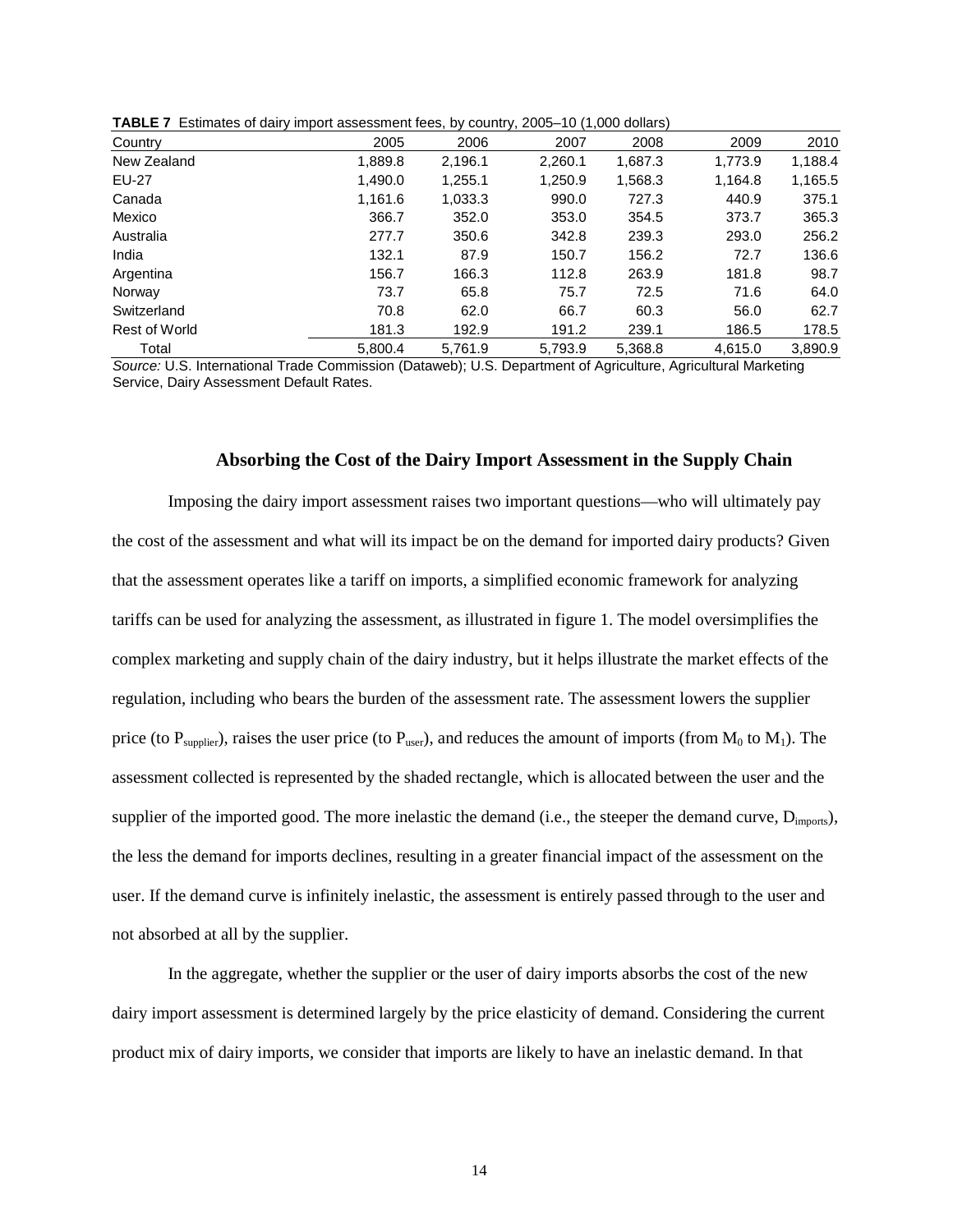**TABLE 7** Estimates of dairy import assessment fees, by country, 2005–10 (1,000 dollars)

| Country | 2005 | 2006 | 2007 | 2008 | 2009 | 2010 |
|---|---|---|---|---|---|---|
| New Zealand | 1,889.8 | 2,196.1 | 2,260.1 | 1,687.3 | 1,773.9 | 1,188.4 |
| EU-27 | 1,490.0 | 1,255.1 | 1,250.9 | 1,568.3 | 1,164.8 | 1,165.5 |
| Canada | 1,161.6 | 1,033.3 | 990.0 | 727.3 | 440.9 | 375.1 |
| Mexico | 366.7 | 352.0 | 353.0 | 354.5 | 373.7 | 365.3 |
| Australia | 277.7 | 350.6 | 342.8 | 239.3 | 293.0 | 256.2 |
| India | 132.1 | 87.9 | 150.7 | 156.2 | 72.7 | 136.6 |
| Argentina | 156.7 | 166.3 | 112.8 | 263.9 | 181.8 | 98.7 |
| Norway | 73.7 | 65.8 | 75.7 | 72.5 | 71.6 | 64.0 |
| Switzerland | 70.8 | 62.0 | 66.7 | 60.3 | 56.0 | 62.7 |
| Rest of World | 181.3 | 192.9 | 191.2 | 239.1 | 186.5 | 178.5 |
| Total | 5,800.4 | 5,761.9 | 5,793.9 | 5,368.8 | 4,615.0 | 3,890.9 |

*Source:* U.S. International Trade Commission (Dataweb); U.S. Department of Agriculture, Agricultural Marketing Service, Dairy Assessment Default Rates.

## Absorbing the Cost of the Dairy Import Assessment in the Supply Chain

Imposing the dairy import assessment raises two important questions—who will ultimately pay the cost of the assessment and what will its impact be on the demand for imported dairy products? Given that the assessment operates like a tariff on imports, a simplified economic framework for analyzing tariffs can be used for analyzing the assessment, as illustrated in figure 1. The model oversimplifies the complex marketing and supply chain of the dairy industry, but it helps illustrate the market effects of the regulation, including who bears the burden of the assessment rate. The assessment lowers the supplier price (to $P_{supplier}$), raises the user price (to $P_{user}$), and reduces the amount of imports (from $M_0$ to $M_1$). The assessment collected is represented by the shaded rectangle, which is allocated between the user and the supplier of the imported good. The more inelastic the demand (i.e., the steeper the demand curve, $D_{imports}$), the less the demand for imports declines, resulting in a greater financial impact of the assessment on the user. If the demand curve is infinitely inelastic, the assessment is entirely passed through to the user and not absorbed at all by the supplier.

In the aggregate, whether the supplier or the user of dairy imports absorbs the cost of the new dairy import assessment is determined largely by the price elasticity of demand. Considering the current product mix of dairy imports, we consider that imports are likely to have an inelastic demand. In that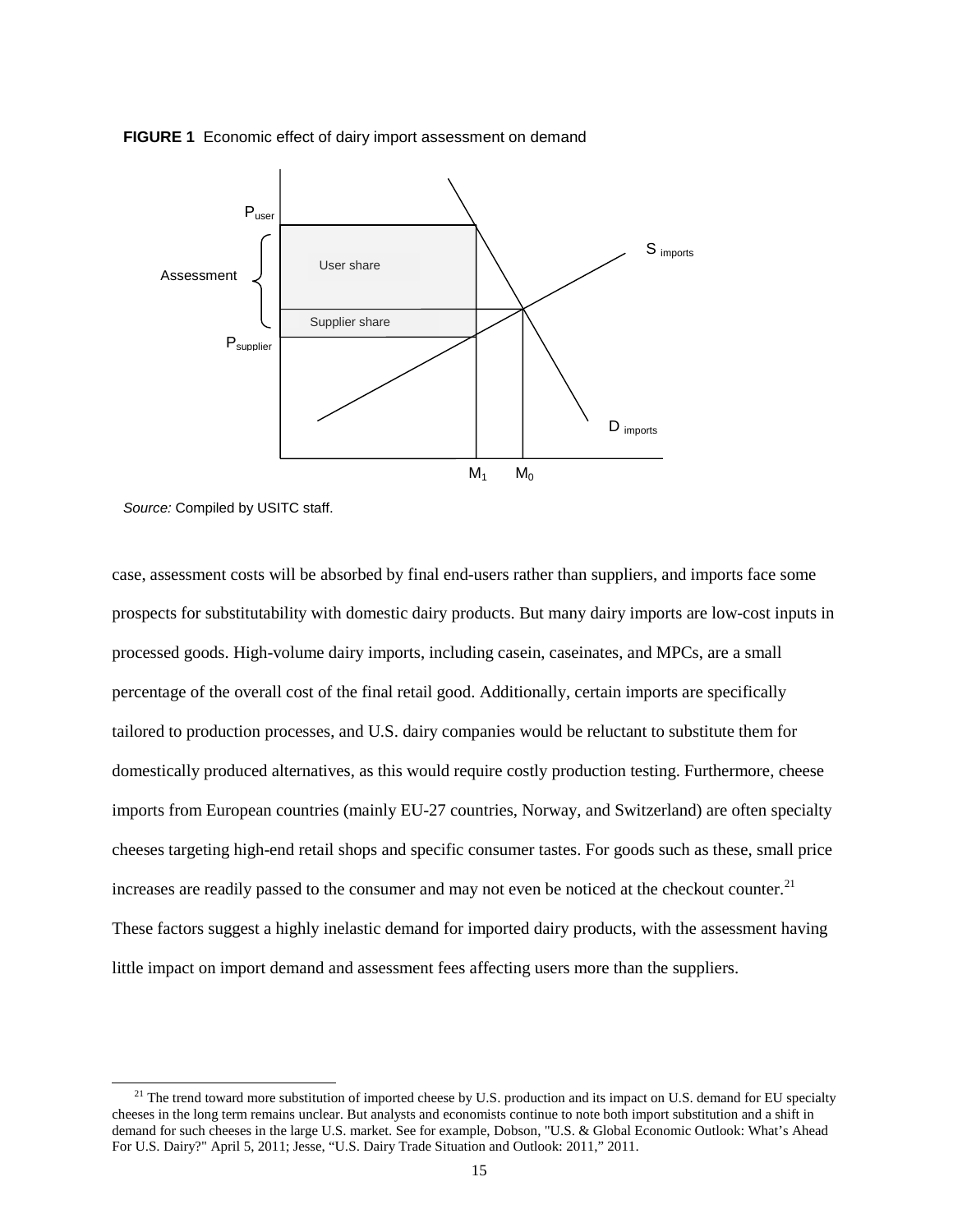**FIGURE 1** Economic effect of dairy import assessment on demand

*Source:* Compiled by USITC staff.

case, assessment costs will be absorbed by final end-users rather than suppliers, and imports face some prospects for substitutability with domestic dairy products. But many dairy imports are low-cost inputs in processed goods. High-volume dairy imports, including casein, caseinates, and MPCs, are a small percentage of the overall cost of the final retail good. Additionally, certain imports are specifically tailored to production processes, and U.S. dairy companies would be reluctant to substitute them for domestically produced alternatives, as this would require costly production testing. Furthermore, cheese imports from European countries (mainly EU-27 countries, Norway, and Switzerland) are often specialty cheeses targeting high-end retail shops and specific consumer tastes. For goods such as these, small price increases are readily passed to the consumer and may not even be noticed at the checkout counter.[21] These factors suggest a highly inelastic demand for imported dairy products, with the assessment having little impact on import demand and assessment fees affecting users more than the suppliers.

[21] The trend toward more substitution of imported cheese by U.S. production and its impact on U.S. demand for EU specialty cheeses in the long term remains unclear. But analysts and economists continue to note both import substitution and a shift in demand for such cheeses in the large U.S. market. See for example, Dobson, "U.S. & Global Economic Outlook: What's Ahead For U.S. Dairy?" April 5, 2011; Jesse, "U.S. Dairy Trade Situation and Outlook: 2011," 2011.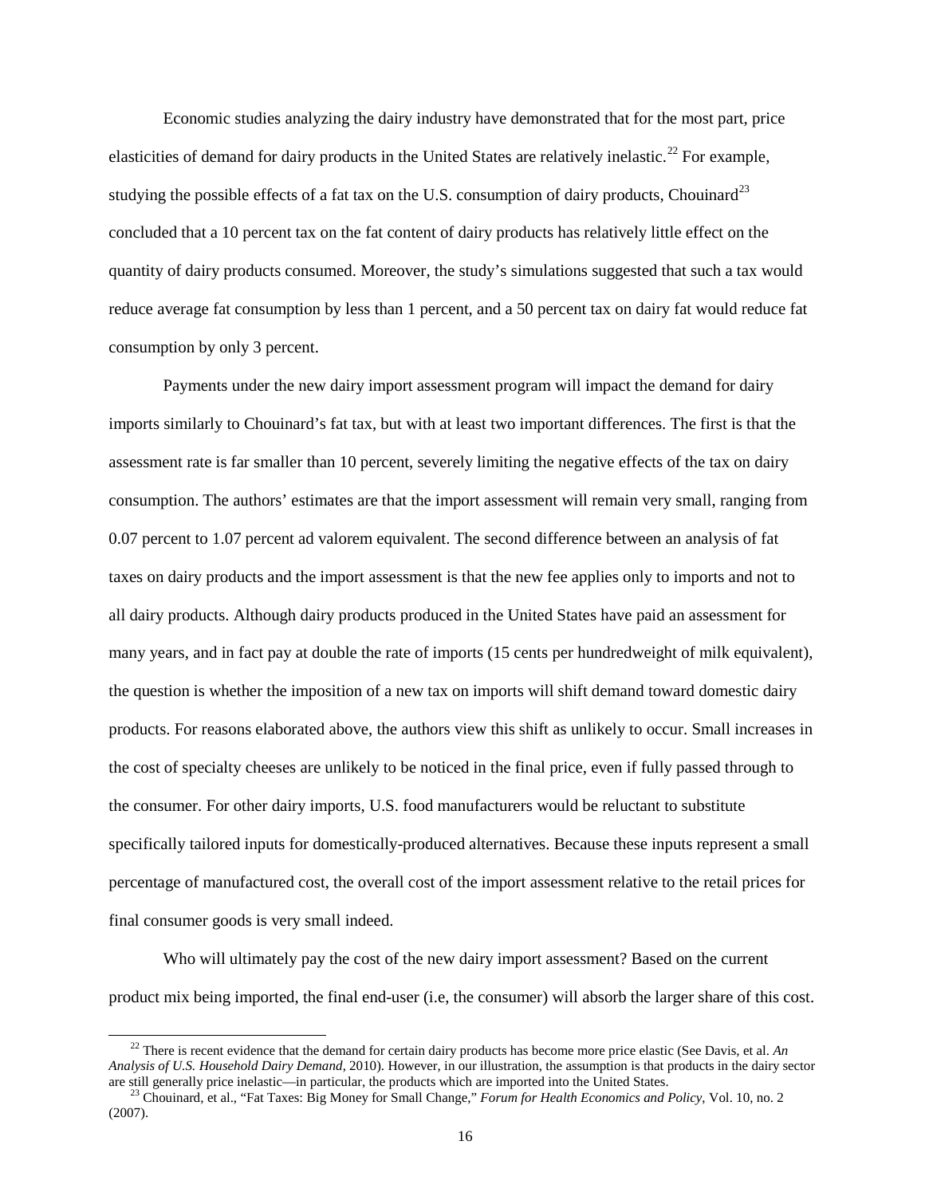Economic studies analyzing the dairy industry have demonstrated that for the most part, price elasticities of demand for dairy products in the United States are relatively inelastic.[22] For example, studying the possible effects of a fat tax on the U.S. consumption of dairy products, Chouinard[23] concluded that a 10 percent tax on the fat content of dairy products has relatively little effect on the quantity of dairy products consumed. Moreover, the study's simulations suggested that such a tax would reduce average fat consumption by less than 1 percent, and a 50 percent tax on dairy fat would reduce fat consumption by only 3 percent.

Payments under the new dairy import assessment program will impact the demand for dairy imports similarly to Chouinard's fat tax, but with at least two important differences. The first is that the assessment rate is far smaller than 10 percent, severely limiting the negative effects of the tax on dairy consumption. The authors' estimates are that the import assessment will remain very small, ranging from 0.07 percent to 1.07 percent ad valorem equivalent. The second difference between an analysis of fat taxes on dairy products and the import assessment is that the new fee applies only to imports and not to all dairy products. Although dairy products produced in the United States have paid an assessment for many years, and in fact pay at double the rate of imports (15 cents per hundredweight of milk equivalent), the question is whether the imposition of a new tax on imports will shift demand toward domestic dairy products. For reasons elaborated above, the authors view this shift as unlikely to occur. Small increases in the cost of specialty cheeses are unlikely to be noticed in the final price, even if fully passed through to the consumer. For other dairy imports, U.S. food manufacturers would be reluctant to substitute specifically tailored inputs for domestically-produced alternatives. Because these inputs represent a small percentage of manufactured cost, the overall cost of the import assessment relative to the retail prices for final consumer goods is very small indeed.

Who will ultimately pay the cost of the new dairy import assessment? Based on the current product mix being imported, the final end-user (i.e, the consumer) will absorb the larger share of this cost.

---

[22] There is recent evidence that the demand for certain dairy products has become more price elastic (See Davis, et al. *An Analysis of U.S. Household Dairy Demand*, 2010). However, in our illustration, the assumption is that products in the dairy sector are still generally price inelastic—in particular, the products which are imported into the United States.

[23] Chouinard, et al., "Fat Taxes: Big Money for Small Change," *Forum for Health Economics and Policy*, Vol. 10, no. 2 (2007).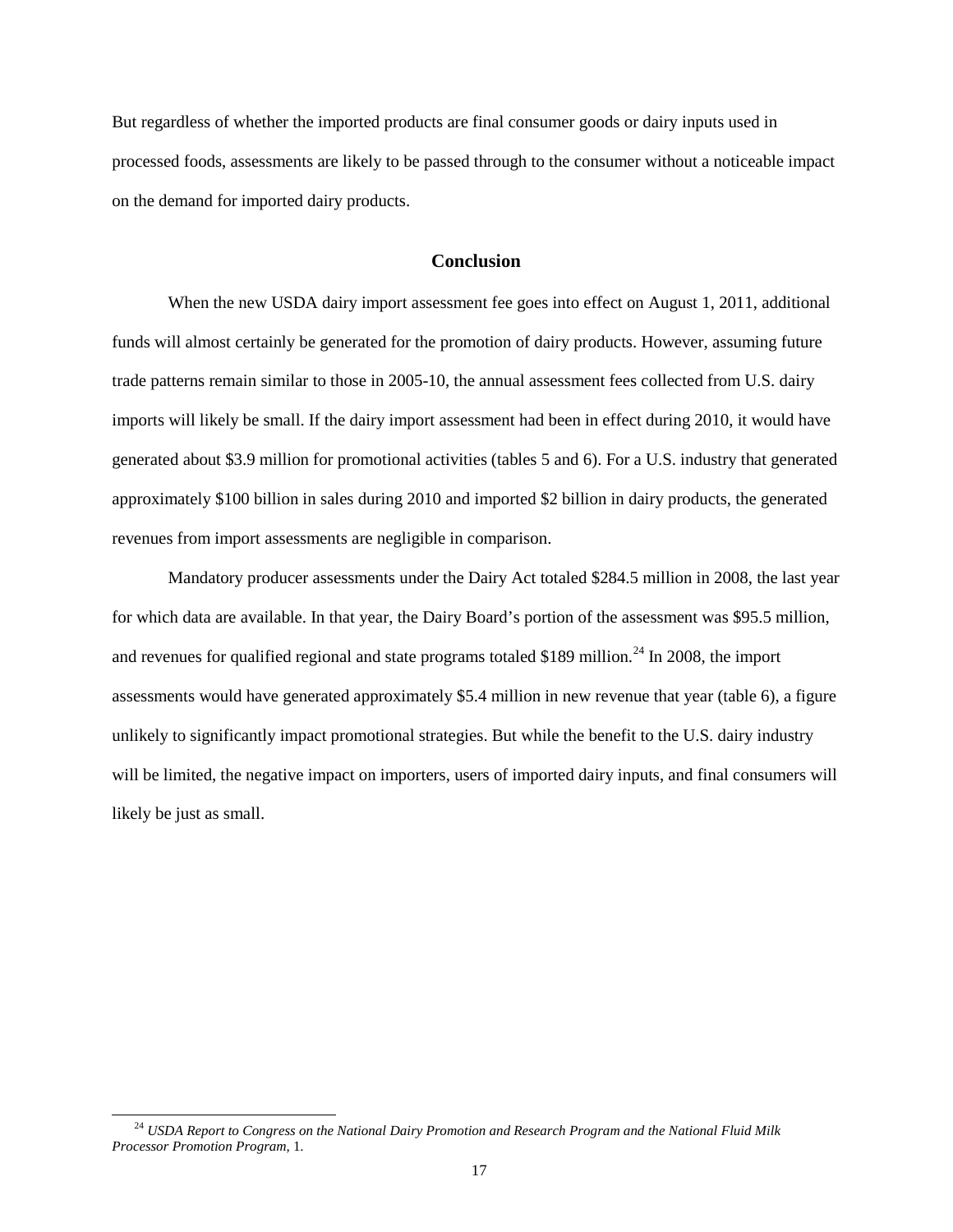But regardless of whether the imported products are final consumer goods or dairy inputs used in processed foods, assessments are likely to be passed through to the consumer without a noticeable impact on the demand for imported dairy products.

## Conclusion

When the new USDA dairy import assessment fee goes into effect on August 1, 2011, additional funds will almost certainly be generated for the promotion of dairy products. However, assuming future trade patterns remain similar to those in 2005-10, the annual assessment fees collected from U.S. dairy imports will likely be small. If the dairy import assessment had been in effect during 2010, it would have generated about $3.9 million for promotional activities (tables 5 and 6). For a U.S. industry that generated approximately $100 billion in sales during 2010 and imported $2 billion in dairy products, the generated revenues from import assessments are negligible in comparison.

Mandatory producer assessments under the Dairy Act totaled $284.5 million in 2008, the last year for which data are available. In that year, the Dairy Board's portion of the assessment was $95.5 million, and revenues for qualified regional and state programs totaled $189 million.[24] In 2008, the import assessments would have generated approximately $5.4 million in new revenue that year (table 6), a figure unlikely to significantly impact promotional strategies. But while the benefit to the U.S. dairy industry will be limited, the negative impact on importers, users of imported dairy inputs, and final consumers will likely be just as small.

---

[24] *USDA Report to Congress on the National Dairy Promotion and Research Program and the National Fluid Milk Processor Promotion Program*, 1.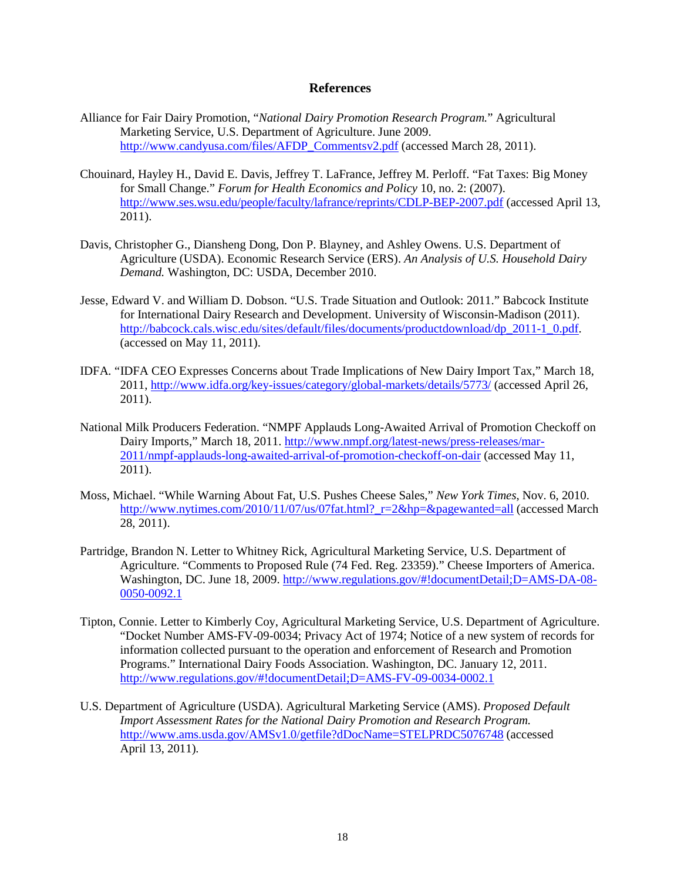## References

Alliance for Fair Dairy Promotion, "*National Dairy Promotion Research Program.*" Agricultural Marketing Service, U.S. Department of Agriculture. June 2009. http://www.candyusa.com/files/AFDP_Commentsv2.pdf (accessed March 28, 2011).

Chouinard, Hayley H., David E. Davis, Jeffrey T. LaFrance, Jeffrey M. Perloff. "Fat Taxes: Big Money for Small Change." *Forum for Health Economics and Policy* 10, no. 2: (2007). http://www.ses.wsu.edu/people/faculty/lafrance/reprints/CDLP-BEP-2007.pdf (accessed April 13, 2011).

Davis, Christopher G., Diansheng Dong, Don P. Blayney, and Ashley Owens. U.S. Department of Agriculture (USDA). Economic Research Service (ERS). *An Analysis of U.S. Household Dairy Demand.* Washington, DC: USDA, December 2010.

Jesse, Edward V. and William D. Dobson. "U.S. Trade Situation and Outlook: 2011." Babcock Institute for International Dairy Research and Development. University of Wisconsin-Madison (2011). http://babcock.cals.wisc.edu/sites/default/files/documents/productdownload/dp_2011-1_0.pdf. (accessed on May 11, 2011).

IDFA. "IDFA CEO Expresses Concerns about Trade Implications of New Dairy Import Tax," March 18, 2011, http://www.idfa.org/key-issues/category/global-markets/details/5773/ (accessed April 26, 2011).

National Milk Producers Federation. "NMPF Applauds Long-Awaited Arrival of Promotion Checkoff on Dairy Imports," March 18, 2011. http://www.nmpf.org/latest-news/press-releases/mar-2011/nmpf-applauds-long-awaited-arrival-of-promotion-checkoff-on-dair (accessed May 11, 2011).

Moss, Michael. "While Warning About Fat, U.S. Pushes Cheese Sales," *New York Times*, Nov. 6, 2010. http://www.nytimes.com/2010/11/07/us/07fat.html?_r=2&hp=&pagewanted=all (accessed March 28, 2011).

Partridge, Brandon N. Letter to Whitney Rick, Agricultural Marketing Service, U.S. Department of Agriculture. "Comments to Proposed Rule (74 Fed. Reg. 23359)." Cheese Importers of America. Washington, DC. June 18, 2009. http://www.regulations.gov/#!documentDetail;D=AMS-DA-08-0050-0092.1

Tipton, Connie. Letter to Kimberly Coy, Agricultural Marketing Service, U.S. Department of Agriculture. "Docket Number AMS-FV-09-0034; Privacy Act of 1974; Notice of a new system of records for information collected pursuant to the operation and enforcement of Research and Promotion Programs." International Dairy Foods Association. Washington, DC. January 12, 2011. http://www.regulations.gov/#!documentDetail;D=AMS-FV-09-0034-0002.1

U.S. Department of Agriculture (USDA). Agricultural Marketing Service (AMS). *Proposed Default Import Assessment Rates for the National Dairy Promotion and Research Program.* http://www.ams.usda.gov/AMSv1.0/getfile?dDocName=STELPRDC5076748 (accessed April 13, 2011).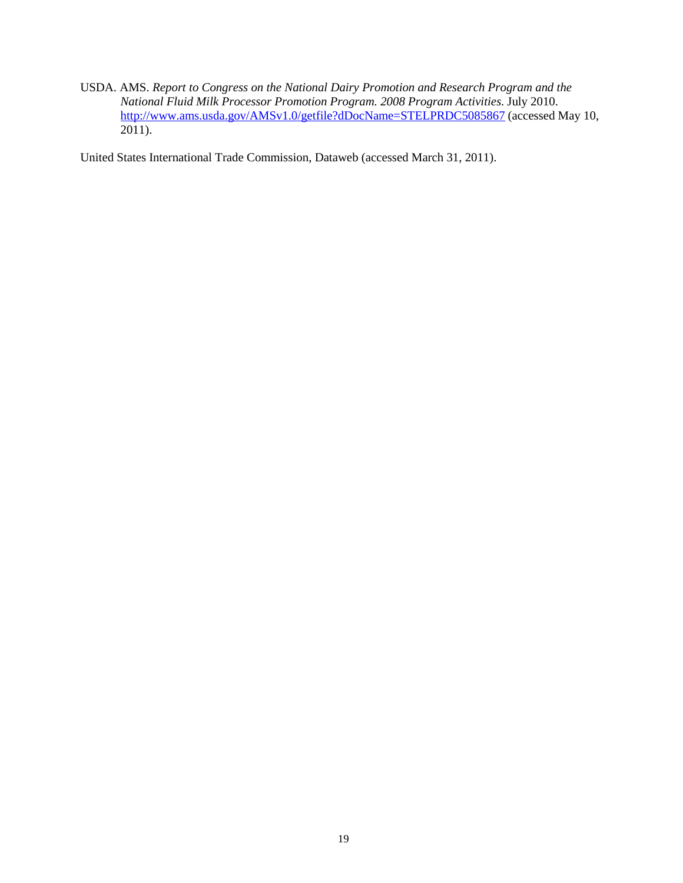USDA. AMS. *Report to Congress on the National Dairy Promotion and Research Program and the National Fluid Milk Processor Promotion Program. 2008 Program Activities*. July 2010. http://www.ams.usda.gov/AMSv1.0/getfile?dDocName=STELPRDC5085867 (accessed May 10, 2011).

United States International Trade Commission, Dataweb (accessed March 31, 2011).